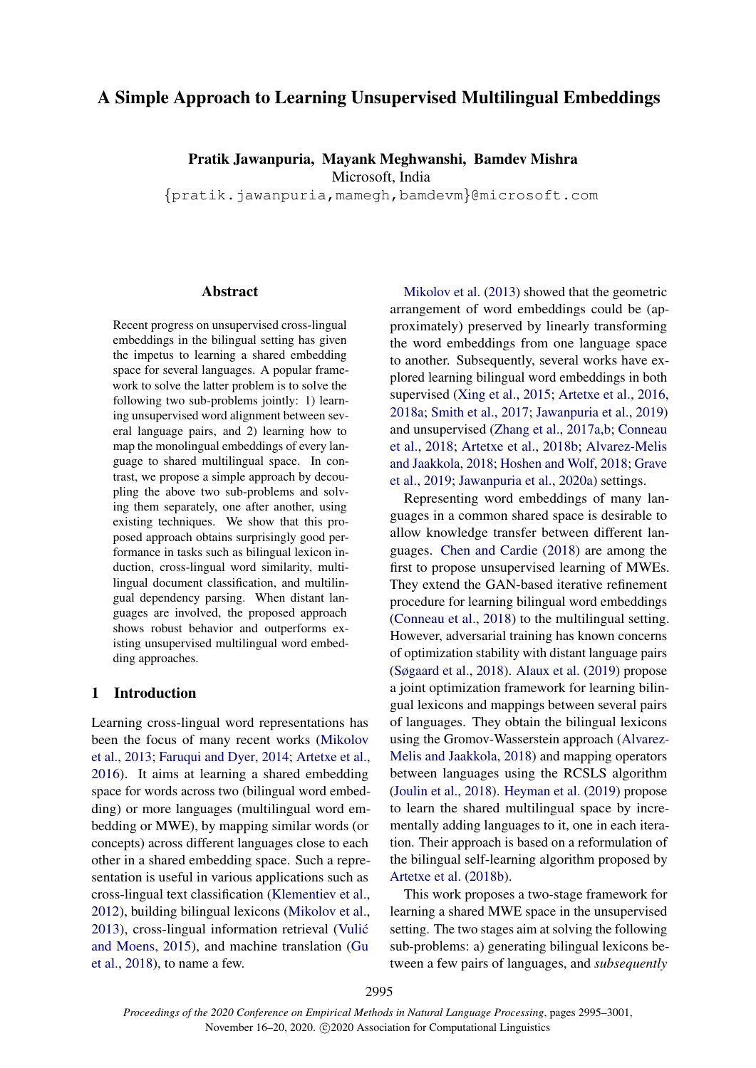# A Simple Approach to Learning Unsupervised Multilingual Embeddings

**Pratik Jawanpuria, Mayank Meghwanshi, Bamdev Mishra**
Microsoft, India
{pratik.jawanpuria,mamegh,bamdevm}@microsoft.com

## Abstract

Recent progress on unsupervised cross-lingual embeddings in the bilingual setting has given the impetus to learning a shared embedding space for several languages. A popular framework to solve the latter problem is to solve the following two sub-problems jointly: 1) learning unsupervised word alignment between several language pairs, and 2) learning how to map the monolingual embeddings of every language to shared multilingual space. In contrast, we propose a simple approach by decoupling the above two sub-problems and solving them separately, one after another, using existing techniques. We show that this proposed approach obtains surprisingly good performance in tasks such as bilingual lexicon induction, cross-lingual word similarity, multilingual document classification, and multilingual dependency parsing. When distant languages are involved, the proposed approach shows robust behavior and outperforms existing unsupervised multilingual word embedding approaches.

## 1 Introduction

Learning cross-lingual word representations has been the focus of many recent works (Mikolov et al., 2013; Faruqui and Dyer, 2014; Artetxe et al., 2016). It aims at learning a shared embedding space for words across two (bilingual word embedding) or more languages (multilingual word embedding or MWE), by mapping similar words (or concepts) across different languages close to each other in a shared embedding space. Such a representation is useful in various applications such as cross-lingual text classification (Klementiev et al., 2012), building bilingual lexicons (Mikolov et al., 2013), cross-lingual information retrieval (Vulić and Moens, 2015), and machine translation (Gu et al., 2018), to name a few.

Mikolov et al. (2013) showed that the geometric arrangement of word embeddings could be (approximately) preserved by linearly transforming the word embeddings from one language space to another. Subsequently, several works have explored learning bilingual word embeddings in both supervised (Xing et al., 2015; Artetxe et al., 2016, 2018a; Smith et al., 2017; Jawanpuria et al., 2019) and unsupervised (Zhang et al., 2017a,b; Conneau et al., 2018; Artetxe et al., 2018b; Alvarez-Melis and Jaakkola, 2018; Hoshen and Wolf, 2018; Grave et al., 2019; Jawanpuria et al., 2020a) settings.

Representing word embeddings of many languages in a common shared space is desirable to allow knowledge transfer between different languages. Chen and Cardie (2018) are among the first to propose unsupervised learning of MWEs. They extend the GAN-based iterative refinement procedure for learning bilingual word embeddings (Conneau et al., 2018) to the multilingual setting. However, adversarial training has known concerns of optimization stability with distant language pairs (Søgaard et al., 2018). Alaux et al. (2019) propose a joint optimization framework for learning bilingual lexicons and mappings between several pairs of languages. They obtain the bilingual lexicons using the Gromov-Wasserstein approach (Alvarez-Melis and Jaakkola, 2018) and mapping operators between languages using the RCSLS algorithm (Joulin et al., 2018). Heyman et al. (2019) propose to learn the shared multilingual space by incrementally adding languages to it, one in each iteration. Their approach is based on a reformulation of the bilingual self-learning algorithm proposed by Artetxe et al. (2018b).

This work proposes a two-stage framework for learning a shared MWE space in the unsupervised setting. The two stages aim at solving the following sub-problems: a) generating bilingual lexicons between a few pairs of languages, and *subsequently*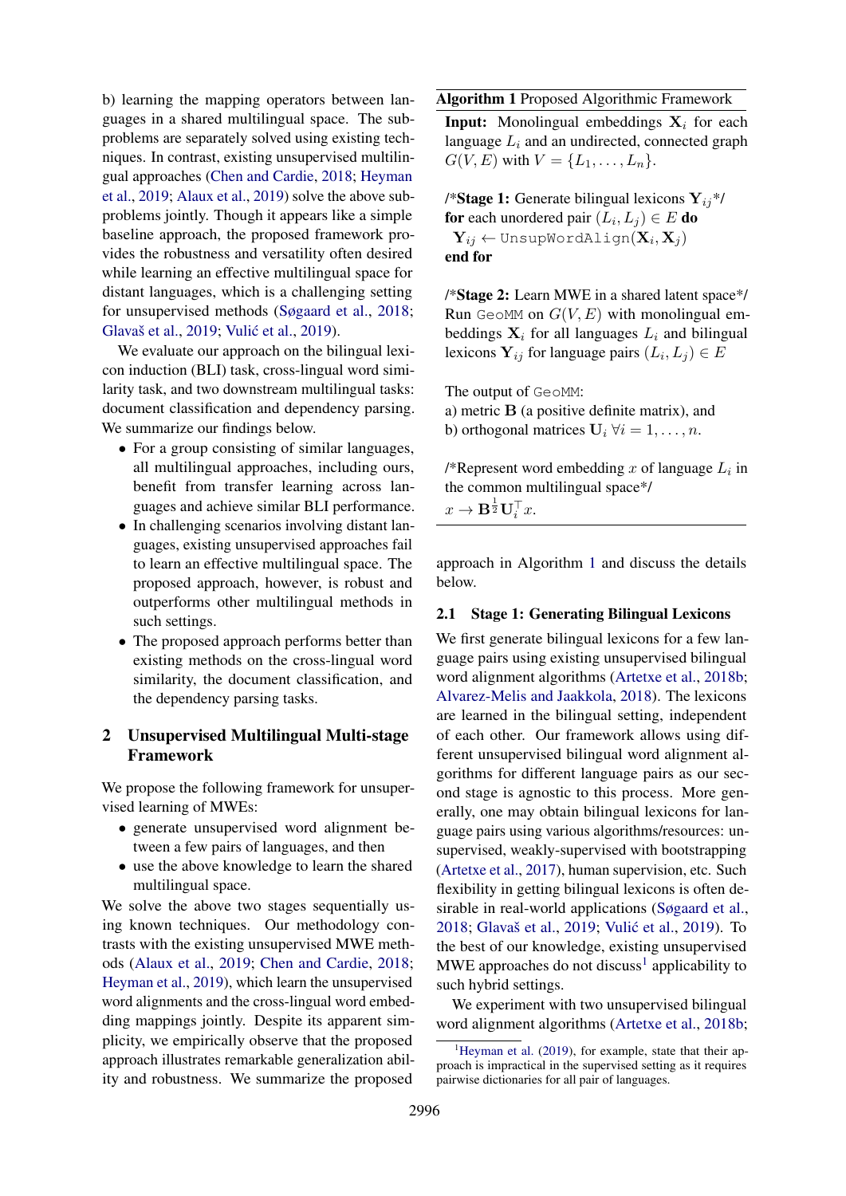b) learning the mapping operators between languages in a shared multilingual space. The subproblems are separately solved using existing techniques. In contrast, existing unsupervised multilingual approaches (Chen and Cardie, 2018; Heyman et al., 2019; Alaux et al., 2019) solve the above subproblems jointly. Though it appears like a simple baseline approach, the proposed framework provides the robustness and versatility often desired while learning an effective multilingual space for distant languages, which is a challenging setting for unsupervised methods (Søgaard et al., 2018; Glavaš et al., 2019; Vulić et al., 2019).

We evaluate our approach on the bilingual lexicon induction (BLI) task, cross-lingual word similarity task, and two downstream multilingual tasks: document classification and dependency parsing. We summarize our findings below.

- For a group consisting of similar languages, all multilingual approaches, including ours, benefit from transfer learning across languages and achieve similar BLI performance.
- In challenging scenarios involving distant languages, existing unsupervised approaches fail to learn an effective multilingual space. The proposed approach, however, is robust and outperforms other multilingual methods in such settings.
- The proposed approach performs better than existing methods on the cross-lingual word similarity, the document classification, and the dependency parsing tasks.

## 2 Unsupervised Multilingual Multi-stage Framework

We propose the following framework for unsupervised learning of MWEs:

- generate unsupervised word alignment between a few pairs of languages, and then
- use the above knowledge to learn the shared multilingual space.

We solve the above two stages sequentially using known techniques. Our methodology contrasts with the existing unsupervised MWE methods (Alaux et al., 2019; Chen and Cardie, 2018; Heyman et al., 2019), which learn the unsupervised word alignments and the cross-lingual word embedding mappings jointly. Despite its apparent simplicity, we empirically observe that the proposed approach illustrates remarkable generalization ability and robustness. We summarize the proposed approach in Algorithm 1 and discuss the details below.

**Algorithm 1** Proposed Algorithmic Framework

**Input:** Monolingual embeddings $\mathbf{X}_i$ for each language $L_i$ and an undirected, connected graph $G(V, E)$ with $V = \{L_1, \ldots, L_n\}$.

/***Stage 1:** Generate bilingual lexicons $\mathbf{Y}_{ij}$*/
**for** each unordered pair $(L_i, L_j) \in E$ **do**
  $\mathbf{Y}_{ij} \leftarrow \texttt{UnsupWordAlign}(\mathbf{X}_i, \mathbf{X}_j)$
**end for**

/***Stage 2:** Learn MWE in a shared latent space*/
Run GeoMM on $G(V, E)$ with monolingual embeddings $\mathbf{X}_i$ for all languages $L_i$ and bilingual lexicons $\mathbf{Y}_{ij}$ for language pairs $(L_i, L_j) \in E$

The output of GeoMM:
a) metric $\mathbf{B}$ (a positive definite matrix), and
b) orthogonal matrices $\mathbf{U}_i$ $\forall i = 1, \ldots, n$.

/*Represent word embedding $x$ of language $L_i$ in the common multilingual space*/
$x \rightarrow \mathbf{B}^{\frac{1}{2}} \mathbf{U}_i^\top x$.

### 2.1 Stage 1: Generating Bilingual Lexicons

We first generate bilingual lexicons for a few language pairs using existing unsupervised bilingual word alignment algorithms (Artetxe et al., 2018b; Alvarez-Melis and Jaakkola, 2018). The lexicons are learned in the bilingual setting, independent of each other. Our framework allows using different unsupervised bilingual word alignment algorithms for different language pairs as our second stage is agnostic to this process. More generally, one may obtain bilingual lexicons for language pairs using various algorithms/resources: unsupervised, weakly-supervised with bootstrapping (Artetxe et al., 2017), human supervision, etc. Such flexibility in getting bilingual lexicons is often desirable in real-world applications (Søgaard et al., 2018; Glavaš et al., 2019; Vulić et al., 2019). To the best of our knowledge, existing unsupervised MWE approaches do not discuss[1] applicability to such hybrid settings.

We experiment with two unsupervised bilingual word alignment algorithms (Artetxe et al., 2018b;

[1] Heyman et al. (2019), for example, state that their approach is impractical in the supervised setting as it requires pairwise dictionaries for all pair of languages.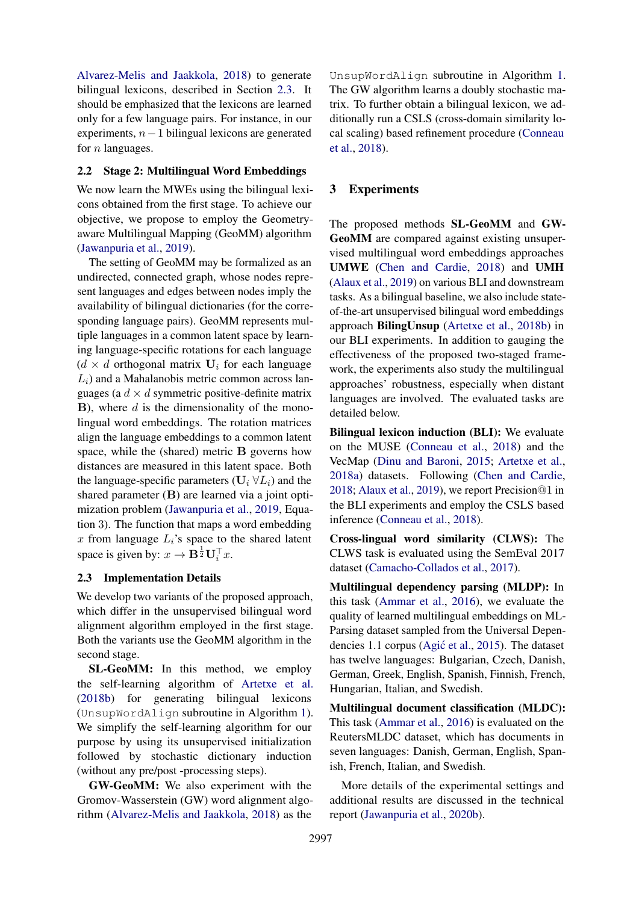Alvarez-Melis and Jaakkola, 2018) to generate bilingual lexicons, described in Section 2.3. It should be emphasized that the lexicons are learned only for a few language pairs. For instance, in our experiments, $n-1$ bilingual lexicons are generated for $n$ languages.

## 2.2 Stage 2: Multilingual Word Embeddings

We now learn the MWEs using the bilingual lexicons obtained from the first stage. To achieve our objective, we propose to employ the Geometry-aware Multilingual Mapping (GeoMM) algorithm (Jawanpuria et al., 2019).

The setting of GeoMM may be formalized as an undirected, connected graph, whose nodes represent languages and edges between nodes imply the availability of bilingual dictionaries (for the corresponding language pairs). GeoMM represents multiple languages in a common latent space by learning language-specific rotations for each language ($d \times d$ orthogonal matrix $\mathbf{U}_i$ for each language $L_i$) and a Mahalanobis metric common across languages (a $d \times d$ symmetric positive-definite matrix $\mathbf{B}$), where $d$ is the dimensionality of the monolingual word embeddings. The rotation matrices align the language embeddings to a common latent space, while the (shared) metric $\mathbf{B}$ governs how distances are measured in this latent space. Both the language-specific parameters ($\mathbf{U}_i \ \forall L_i$) and the shared parameter ($\mathbf{B}$) are learned via a joint optimization problem (Jawanpuria et al., 2019, Equation 3). The function that maps a word embedding $x$ from language $L_i$'s space to the shared latent space is given by: $x \rightarrow \mathbf{B}^{\frac{1}{2}}\mathbf{U}_i^{\top}x$.

## 2.3 Implementation Details

We develop two variants of the proposed approach, which differ in the unsupervised bilingual word alignment algorithm employed in the first stage. Both the variants use the GeoMM algorithm in the second stage.

**SL-GeoMM:** In this method, we employ the self-learning algorithm of Artetxe et al. (2018b) for generating bilingual lexicons (`UnsupWordAlign` subroutine in Algorithm 1). We simplify the self-learning algorithm for our purpose by using its unsupervised initialization followed by stochastic dictionary induction (without any pre/post -processing steps).

**GW-GeoMM:** We also experiment with the Gromov-Wasserstein (GW) word alignment algorithm (Alvarez-Melis and Jaakkola, 2018) as the `UnsupWordAlign` subroutine in Algorithm 1. The GW algorithm learns a doubly stochastic matrix. To further obtain a bilingual lexicon, we additionally run a CSLS (cross-domain similarity local scaling) based refinement procedure (Conneau et al., 2018).

# 3 Experiments

The proposed methods **SL-GeoMM** and **GW-GeoMM** are compared against existing unsupervised multilingual word embeddings approaches **UMWE** (Chen and Cardie, 2018) and **UMH** (Alaux et al., 2019) on various BLI and downstream tasks. As a bilingual baseline, we also include state-of-the-art unsupervised bilingual word embeddings approach **BilingUnsup** (Artetxe et al., 2018b) in our BLI experiments. In addition to gauging the effectiveness of the proposed two-staged framework, the experiments also study the multilingual approaches' robustness, especially when distant languages are involved. The evaluated tasks are detailed below.

**Bilingual lexicon induction (BLI):** We evaluate on the MUSE (Conneau et al., 2018) and the VecMap (Dinu and Baroni, 2015; Artetxe et al., 2018a) datasets. Following (Chen and Cardie, 2018; Alaux et al., 2019), we report Precision@1 in the BLI experiments and employ the CSLS based inference (Conneau et al., 2018).

**Cross-lingual word similarity (CLWS):** The CLWS task is evaluated using the SemEval 2017 dataset (Camacho-Collados et al., 2017).

**Multilingual dependency parsing (MLDP):** In this task (Ammar et al., 2016), we evaluate the quality of learned multilingual embeddings on MLParsing dataset sampled from the Universal Dependencies 1.1 corpus (Agić et al., 2015). The dataset has twelve languages: Bulgarian, Czech, Danish, German, Greek, English, Spanish, Finnish, French, Hungarian, Italian, and Swedish.

**Multilingual document classification (MLDC):** This task (Ammar et al., 2016) is evaluated on the ReutersMLDC dataset, which has documents in seven languages: Danish, German, English, Spanish, French, Italian, and Swedish.

More details of the experimental settings and additional results are discussed in the technical report (Jawanpuria et al., 2020b).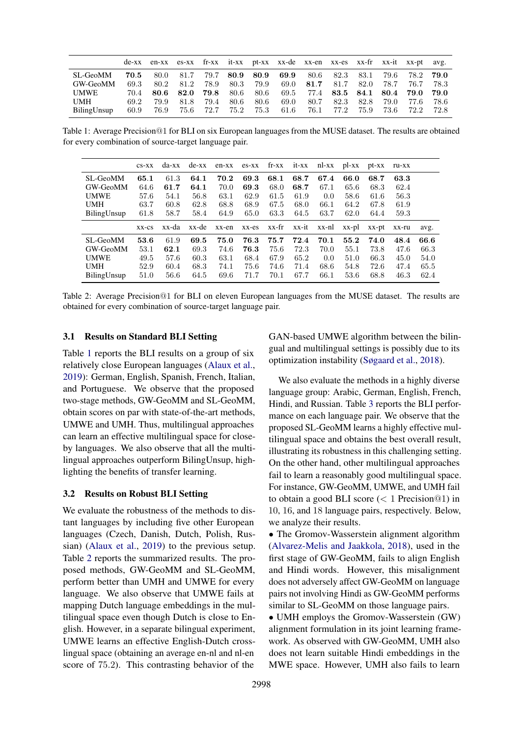| | de-xx | en-xx | es-xx | fr-xx | it-xx | pt-xx | xx-de | xx-en | xx-es | xx-fr | xx-it | xx-pt | avg. |
|---|---|---|---|---|---|---|---|---|---|---|---|---|---|
| SL-GeoMM | **70.5** | 80.0 | 81.7 | 79.7 | **80.9** | **80.9** | **69.9** | 80.6 | 82.3 | 83.1 | 79.6 | 78.2 | **79.0** |
| GW-GeoMM | 69.3 | 80.2 | 81.2 | 78.9 | 80.3 | 79.9 | 69.0 | **81.7** | 81.7 | 82.0 | 78.7 | 76.7 | 78.3 |
| UMWE | 70.4 | **80.6** | **82.0** | **79.8** | 80.6 | 80.6 | 69.5 | 77.4 | **83.5** | **84.1** | **80.4** | **79.0** | **79.0** |
| UMH | 69.2 | 79.9 | 81.8 | 79.4 | 80.6 | 80.6 | 69.0 | 80.7 | 82.3 | 82.8 | 79.0 | 77.6 | 78.6 |
| BilingUnsup | 60.9 | 76.9 | 75.6 | 72.7 | 75.2 | 75.3 | 61.6 | 76.1 | 77.2 | 75.9 | 73.6 | 72.2 | 72.8 |

Table 1: Average Precision@1 for BLI on six European languages from the MUSE dataset. The results are obtained for every combination of source-target language pair.

| | cs-xx | da-xx | de-xx | en-xx | es-xx | fr-xx | it-xx | nl-xx | pl-xx | pt-xx | ru-xx | |
|---|---|---|---|---|---|---|---|---|---|---|---|---|
| SL-GeoMM | **65.1** | 61.3 | **64.1** | **70.2** | **69.3** | **68.1** | **68.7** | **67.4** | **66.0** | **68.7** | **63.3** | |
| GW-GeoMM | 64.6 | **61.7** | **64.1** | 70.0 | **69.3** | 68.0 | **68.7** | 67.1 | 65.6 | 68.3 | 62.4 | |
| UMWE | 57.6 | 54.1 | 56.8 | 63.1 | 62.9 | 61.5 | 61.9 | 0.0 | 58.6 | 61.6 | 56.3 | |
| UMH | 63.7 | 60.8 | 62.8 | 68.8 | 68.9 | 67.5 | 68.0 | 66.1 | 64.2 | 67.8 | 61.9 | |
| BilingUnsup | 61.8 | 58.7 | 58.4 | 64.9 | 65.0 | 63.3 | 64.5 | 63.7 | 62.0 | 64.4 | 59.3 | |
| | xx-cs | xx-da | xx-de | xx-en | xx-es | xx-fr | xx-it | xx-nl | xx-pl | xx-pt | xx-ru | avg. |
| SL-GeoMM | **53.6** | 61.9 | **69.5** | **75.0** | **76.3** | **75.7** | **72.4** | **70.1** | **55.2** | **74.0** | **48.4** | **66.6** |
| GW-GeoMM | 53.1 | **62.1** | 69.3 | 74.6 | **76.3** | 75.6 | 72.3 | 70.0 | 55.1 | 73.8 | 47.6 | 66.3 |
| UMWE | 49.5 | 57.6 | 60.3 | 63.1 | 68.4 | 67.9 | 65.2 | 0.0 | 51.0 | 66.3 | 45.0 | 54.0 |
| UMH | 52.9 | 60.4 | 68.3 | 74.1 | 75.6 | 74.6 | 71.4 | 68.6 | 54.8 | 72.6 | 47.4 | 65.5 |
| BilingUnsup | 51.0 | 56.6 | 64.5 | 69.6 | 71.7 | 70.1 | 67.7 | 66.1 | 53.6 | 68.8 | 46.3 | 62.4 |

Table 2: Average Precision@1 for BLI on eleven European languages from the MUSE dataset. The results are obtained for every combination of source-target language pair.

### 3.1 Results on Standard BLI Setting

Table 1 reports the BLI results on a group of six relatively close European languages (Alaux et al., 2019): German, English, Spanish, French, Italian, and Portuguese. We observe that the proposed two-stage methods, GW-GeoMM and SL-GeoMM, obtain scores on par with state-of-the-art methods, UMWE and UMH. Thus, multilingual approaches can learn an effective multilingual space for close-by languages. We also observe that all the multilingual approaches outperform BilingUnsup, highlighting the benefits of transfer learning.

### 3.2 Results on Robust BLI Setting

We evaluate the robustness of the methods to distant languages by including five other European languages (Czech, Danish, Dutch, Polish, Russian) (Alaux et al., 2019) to the previous setup. Table 2 reports the summarized results. The proposed methods, GW-GeoMM and SL-GeoMM, perform better than UMH and UMWE for every language. We also observe that UMWE fails at mapping Dutch language embeddings in the multilingual space even though Dutch is close to English. However, in a separate bilingual experiment, UMWE learns an effective English-Dutch cross-lingual space (obtaining an average en-nl and nl-en score of 75.2). This contrasting behavior of the GAN-based UMWE algorithm between the bilingual and multilingual settings is possibly due to its optimization instability (Søgaard et al., 2018).

We also evaluate the methods in a highly diverse language group: Arabic, German, English, French, Hindi, and Russian. Table 3 reports the BLI performance on each language pair. We observe that the proposed SL-GeoMM learns a highly effective multilingual space and obtains the best overall result, illustrating its robustness in this challenging setting. On the other hand, other multilingual approaches fail to learn a reasonably good multilingual space. For instance, GW-GeoMM, UMWE, and UMH fail to obtain a good BLI score ($<$ 1 Precision@1) in 10, 16, and 18 language pairs, respectively. Below, we analyze their results.

- The Gromov-Wasserstein alignment algorithm (Alvarez-Melis and Jaakkola, 2018), used in the first stage of GW-GeoMM, fails to align English and Hindi words. However, this misalignment does not adversely affect GW-GeoMM on language pairs not involving Hindi as GW-GeoMM performs similar to SL-GeoMM on those language pairs.
- UMH employs the Gromov-Wasserstein (GW) alignment formulation in its joint learning framework. As observed with GW-GeoMM, UMH also does not learn suitable Hindi embeddings in the MWE space. However, UMH also fails to learn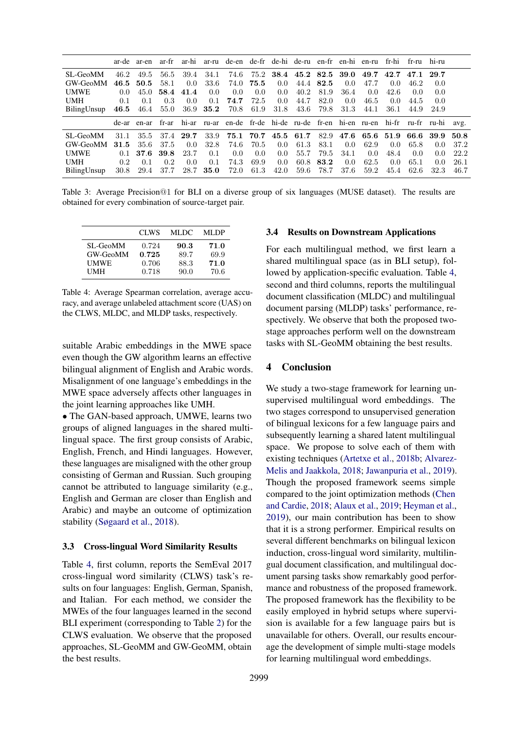|  | ar-de | ar-en | ar-fr | ar-hi | ar-ru | de-en | de-fr | de-hi | de-ru | en-fr | en-hi | en-ru | fr-hi | fr-ru | hi-ru |  |
|---|---|---|---|---|---|---|---|---|---|---|---|---|---|---|---|---|
| SL-GeoMM | 46.2 | 49.5 | 56.5 | 39.4 | 34.1 | 74.6 | 75.2 | **38.4** | **45.2** | **82.5** | **39.0** | **49.7** | **42.7** | **47.1** | **29.7** |  |
| GW-GeoMM | **46.5** | **50.5** | 58.1 | 0.0 | 33.6 | 74.0 | **75.5** | 0.0 | 44.4 | **82.5** | 0.0 | 47.7 | 0.0 | 46.2 | 0.0 |  |
| UMWE | 0.0 | 45.0 | **58.4** | **41.4** | 0.0 | 0.0 | 0.0 | 0.0 | 40.2 | 81.9 | 36.4 | 0.0 | 42.6 | 0.0 | 0.0 |  |
| UMH | 0.1 | 0.1 | 0.3 | 0.0 | 0.1 | **74.7** | 72.5 | 0.0 | 44.7 | 82.0 | 0.0 | 46.5 | 0.0 | 44.5 | 0.0 |  |
| BilingUnsup | **46.5** | 46.4 | 55.0 | 36.9 | **35.2** | 70.8 | 61.9 | 31.8 | 43.6 | 79.8 | 31.3 | 44.1 | 36.1 | 44.9 | 24.9 |  |
|  | de-ar | en-ar | fr-ar | hi-ar | ru-ar | en-de | fr-de | hi-de | ru-de | fr-en | hi-en | ru-en | hi-fr | ru-fr | ru-hi | avg. |
| SL-GeoMM | 31.1 | 35.5 | 37.4 | **29.7** | 33.9 | **75.1** | **70.7** | **45.5** | **61.7** | 82.9 | **47.6** | **65.6** | **51.9** | **66.6** | **39.9** | **50.8** |
| GW-GeoMM | **31.5** | 35.6 | 37.5 | 0.0 | 32.8 | 74.6 | 70.5 | 0.0 | 61.3 | 83.1 | 0.0 | 62.9 | 0.0 | 65.8 | 0.0 | 37.2 |
| UMWE | 0.1 | **37.6** | **39.8** | 23.7 | 0.1 | 0.0 | 0.0 | 0.0 | 55.7 | 79.5 | 34.1 | 0.0 | 48.4 | 0.0 | 0.0 | 22.2 |
| UMH | 0.2 | 0.1 | 0.2 | 0.0 | 0.1 | 74.3 | 69.9 | 0.0 | 60.8 | **83.2** | 0.0 | 62.5 | 0.0 | 65.1 | 0.0 | 26.1 |
| BilingUnsup | 30.8 | 29.4 | 37.7 | 28.7 | **35.0** | 72.0 | 61.3 | 42.0 | 59.6 | 78.7 | 37.6 | 59.2 | 45.4 | 62.6 | 32.3 | 46.7 |

Table 3: Average Precision@1 for BLI on a diverse group of six languages (MUSE dataset). The results are obtained for every combination of source-target pair.

|  | CLWS | MLDC | MLDP |
|---|---|---|---|
| SL-GeoMM | 0.724 | **90.3** | **71.0** |
| GW-GeoMM | **0.725** | 89.7 | 69.9 |
| UMWE | 0.706 | 88.3 | **71.0** |
| UMH | 0.718 | 90.0 | 70.6 |

Table 4: Average Spearman correlation, average accuracy, and average unlabeled attachment score (UAS) on the CLWS, MLDC, and MLDP tasks, respectively.

suitable Arabic embeddings in the MWE space even though the GW algorithm learns an effective bilingual alignment of English and Arabic words. Misalignment of one language's embeddings in the MWE space adversely affects other languages in the joint learning approaches like UMH.

• The GAN-based approach, UMWE, learns two groups of aligned languages in the shared multilingual space. The first group consists of Arabic, English, French, and Hindi languages. However, these languages are misaligned with the other group consisting of German and Russian. Such grouping cannot be attributed to language similarity (e.g., English and German are closer than English and Arabic) and maybe an outcome of optimization stability (Søgaard et al., 2018).

### 3.3 Cross-lingual Word Similarity Results

Table 4, first column, reports the SemEval 2017 cross-lingual word similarity (CLWS) task's results on four languages: English, German, Spanish, and Italian. For each method, we consider the MWEs of the four languages learned in the second BLI experiment (corresponding to Table 2) for the CLWS evaluation. We observe that the proposed approaches, SL-GeoMM and GW-GeoMM, obtain the best results.

### 3.4 Results on Downstream Applications

For each multilingual method, we first learn a shared multilingual space (as in BLI setup), followed by application-specific evaluation. Table 4, second and third columns, reports the multilingual document classification (MLDC) and multilingual document parsing (MLDP) tasks' performance, respectively. We observe that both the proposed two-stage approaches perform well on the downstream tasks with SL-GeoMM obtaining the best results.

## 4 Conclusion

We study a two-stage framework for learning unsupervised multilingual word embeddings. The two stages correspond to unsupervised generation of bilingual lexicons for a few language pairs and subsequently learning a shared latent multilingual space. We propose to solve each of them with existing techniques (Artetxe et al., 2018b; Alvarez-Melis and Jaakkola, 2018; Jawanpuria et al., 2019). Though the proposed framework seems simple compared to the joint optimization methods (Chen and Cardie, 2018; Alaux et al., 2019; Heyman et al., 2019), our main contribution has been to show that it is a strong performer. Empirical results on several different benchmarks on bilingual lexicon induction, cross-lingual word similarity, multilingual document classification, and multilingual document parsing tasks show remarkably good performance and robustness of the proposed framework. The proposed framework has the flexibility to be easily employed in hybrid setups where supervision is available for a few language pairs but is unavailable for others. Overall, our results encourage the development of simple multi-stage models for learning multilingual word embeddings.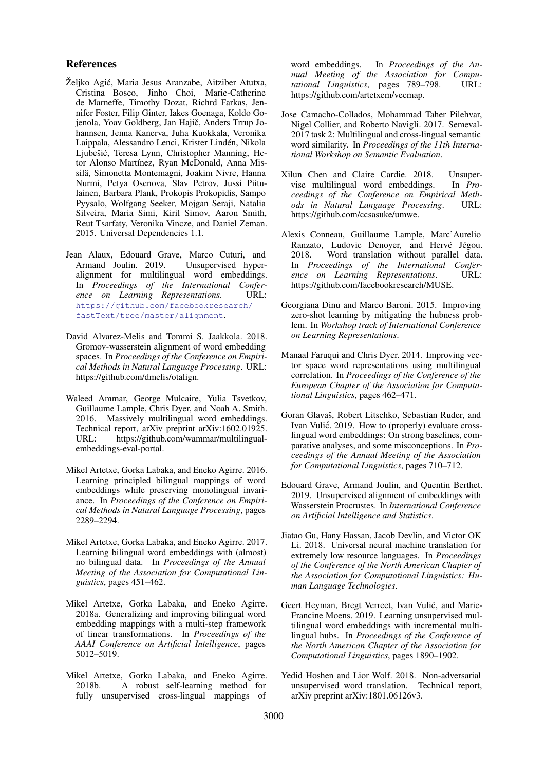## References

Željko Agić, Maria Jesus Aranzabe, Aitziber Atutxa, Cristina Bosco, Jinho Choi, Marie-Catherine de Marneffe, Timothy Dozat, Richrd Farkas, Jennifer Foster, Filip Ginter, Iakes Goenaga, Koldo Gojenola, Yoav Goldberg, Jan Hajič, Anders Trrup Johannsen, Jenna Kanerva, Juha Kuokkala, Veronika Laippala, Alessandro Lenci, Krister Lindén, Nikola Ljubešić, Teresa Lynn, Christopher Manning, Hctor Alonso Martínez, Ryan McDonald, Anna Missilä, Simonetta Montemagni, Joakim Nivre, Hanna Nurmi, Petya Osenova, Slav Petrov, Jussi Piitulainen, Barbara Plank, Prokopis Prokopidis, Sampo Pyysalo, Wolfgang Seeker, Mojgan Seraji, Natalia Silveira, Maria Simi, Kiril Simov, Aaron Smith, Reut Tsarfaty, Veronika Vincze, and Daniel Zeman. 2015. Universal Dependencies 1.1.

Jean Alaux, Edouard Grave, Marco Cuturi, and Armand Joulin. 2019. Unsupervised hyperalignment for multilingual word embeddings. In *Proceedings of the International Conference on Learning Representations*. URL: https://github.com/facebookresearch/fastText/tree/master/alignment.

David Alvarez-Melis and Tommi S. Jaakkola. 2018. Gromov-wasserstein alignment of word embedding spaces. In *Proceedings of the Conference on Empirical Methods in Natural Language Processing*. URL: https://github.com/dmelis/otalign.

Waleed Ammar, George Mulcaire, Yulia Tsvetkov, Guillaume Lample, Chris Dyer, and Noah A. Smith. 2016. Massively multilingual word embeddings. Technical report, arXiv preprint arXiv:1602.01925. URL: https://github.com/wammar/multilingual-embeddings-eval-portal.

Mikel Artetxe, Gorka Labaka, and Eneko Agirre. 2016. Learning principled bilingual mappings of word embeddings while preserving monolingual invariance. In *Proceedings of the Conference on Empirical Methods in Natural Language Processing*, pages 2289–2294.

Mikel Artetxe, Gorka Labaka, and Eneko Agirre. 2017. Learning bilingual word embeddings with (almost) no bilingual data. In *Proceedings of the Annual Meeting of the Association for Computational Linguistics*, pages 451–462.

Mikel Artetxe, Gorka Labaka, and Eneko Agirre. 2018a. Generalizing and improving bilingual word embedding mappings with a multi-step framework of linear transformations. In *Proceedings of the AAAI Conference on Artificial Intelligence*, pages 5012–5019.

Mikel Artetxe, Gorka Labaka, and Eneko Agirre. 2018b. A robust self-learning method for fully unsupervised cross-lingual mappings of word embeddings. In *Proceedings of the Annual Meeting of the Association for Computational Linguistics*, pages 789–798. URL: https://github.com/artetxem/vecmap.

Jose Camacho-Collados, Mohammad Taher Pilehvar, Nigel Collier, and Roberto Navigli. 2017. Semeval-2017 task 2: Multilingual and cross-lingual semantic word similarity. In *Proceedings of the 11th International Workshop on Semantic Evaluation*.

Xilun Chen and Claire Cardie. 2018. Unsupervise multilingual word embeddings. In *Proceedings of the Conference on Empirical Methods in Natural Language Processing*. URL: https://github.com/ccsasuke/umwe.

Alexis Conneau, Guillaume Lample, Marc'Aurelio Ranzato, Ludovic Denoyer, and Hervé Jégou. 2018. Word translation without parallel data. In *Proceedings of the International Conference on Learning Representations*. URL: https://github.com/facebookresearch/MUSE.

Georgiana Dinu and Marco Baroni. 2015. Improving zero-shot learning by mitigating the hubness problem. In *Workshop track of International Conference on Learning Representations*.

Manaal Faruqui and Chris Dyer. 2014. Improving vector space word representations using multilingual correlation. In *Proceedings of the Conference of the European Chapter of the Association for Computational Linguistics*, pages 462–471.

Goran Glavaš, Robert Litschko, Sebastian Ruder, and Ivan Vulić. 2019. How to (properly) evaluate cross-lingual word embeddings: On strong baselines, comparative analyses, and some misconceptions. In *Proceedings of the Annual Meeting of the Association for Computational Linguistics*, pages 710–712.

Edouard Grave, Armand Joulin, and Quentin Berthet. 2019. Unsupervised alignment of embeddings with Wasserstein Procrustes. In *International Conference on Artificial Intelligence and Statistics*.

Jiatao Gu, Hany Hassan, Jacob Devlin, and Victor OK Li. 2018. Universal neural machine translation for extremely low resource languages. In *Proceedings of the Conference of the North American Chapter of the Association for Computational Linguistics: Human Language Technologies*.

Geert Heyman, Bregt Verreet, Ivan Vulić, and Marie-Francine Moens. 2019. Learning unsupervised multilingual word embeddings with incremental multilingual hubs. In *Proceedings of the Conference of the North American Chapter of the Association for Computational Linguistics*, pages 1890–1902.

Yedid Hoshen and Lior Wolf. 2018. Non-adversarial unsupervised word translation. Technical report, arXiv preprint arXiv:1801.06126v3.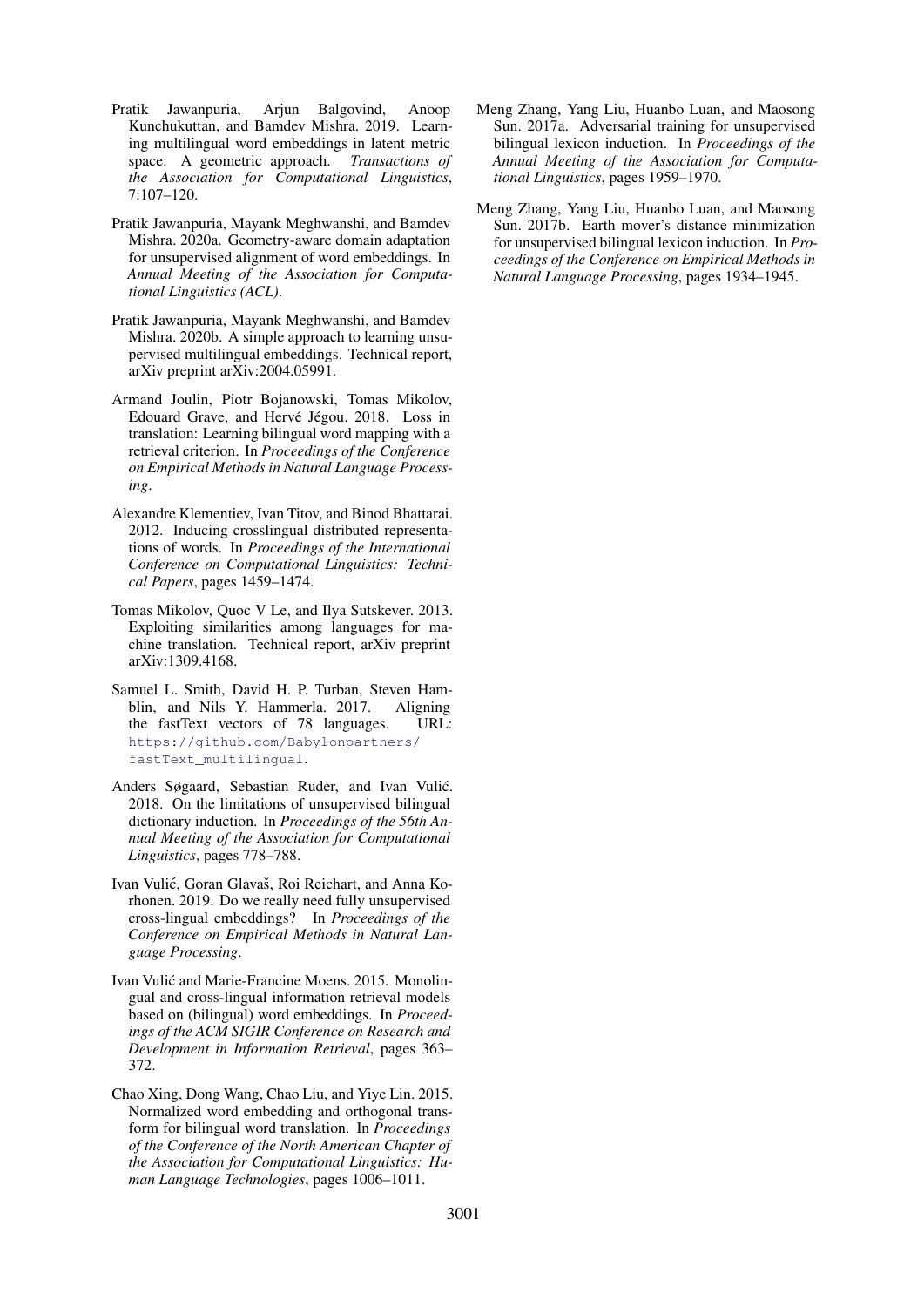Pratik Jawanpuria, Arjun Balgovind, Anoop Kunchukuttan, and Bamdev Mishra. 2019. Learning multilingual word embeddings in latent metric space: A geometric approach. *Transactions of the Association for Computational Linguistics*, 7:107–120.

Pratik Jawanpuria, Mayank Meghwanshi, and Bamdev Mishra. 2020a. Geometry-aware domain adaptation for unsupervised alignment of word embeddings. In *Annual Meeting of the Association for Computational Linguistics (ACL)*.

Pratik Jawanpuria, Mayank Meghwanshi, and Bamdev Mishra. 2020b. A simple approach to learning unsupervised multilingual embeddings. Technical report, arXiv preprint arXiv:2004.05991.

Armand Joulin, Piotr Bojanowski, Tomas Mikolov, Edouard Grave, and Hervé Jégou. 2018. Loss in translation: Learning bilingual word mapping with a retrieval criterion. In *Proceedings of the Conference on Empirical Methods in Natural Language Processing*.

Alexandre Klementiev, Ivan Titov, and Binod Bhattarai. 2012. Inducing crosslingual distributed representations of words. In *Proceedings of the International Conference on Computational Linguistics: Technical Papers*, pages 1459–1474.

Tomas Mikolov, Quoc V Le, and Ilya Sutskever. 2013. Exploiting similarities among languages for machine translation. Technical report, arXiv preprint arXiv:1309.4168.

Samuel L. Smith, David H. P. Turban, Steven Hamblin, and Nils Y. Hammerla. 2017. Aligning the fastText vectors of 78 languages. URL: https://github.com/Babylonpartners/fastText_multilingual.

Anders Søgaard, Sebastian Ruder, and Ivan Vulić. 2018. On the limitations of unsupervised bilingual dictionary induction. In *Proceedings of the 56th Annual Meeting of the Association for Computational Linguistics*, pages 778–788.

Ivan Vulić, Goran Glavaš, Roi Reichart, and Anna Korhonen. 2019. Do we really need fully unsupervised cross-lingual embeddings? In *Proceedings of the Conference on Empirical Methods in Natural Language Processing*.

Ivan Vulić and Marie-Francine Moens. 2015. Monolingual and cross-lingual information retrieval models based on (bilingual) word embeddings. In *Proceedings of the ACM SIGIR Conference on Research and Development in Information Retrieval*, pages 363–372.

Chao Xing, Dong Wang, Chao Liu, and Yiye Lin. 2015. Normalized word embedding and orthogonal transform for bilingual word translation. In *Proceedings of the Conference of the North American Chapter of the Association for Computational Linguistics: Human Language Technologies*, pages 1006–1011.

Meng Zhang, Yang Liu, Huanbo Luan, and Maosong Sun. 2017a. Adversarial training for unsupervised bilingual lexicon induction. In *Proceedings of the Annual Meeting of the Association for Computational Linguistics*, pages 1959–1970.

Meng Zhang, Yang Liu, Huanbo Luan, and Maosong Sun. 2017b. Earth mover's distance minimization for unsupervised bilingual lexicon induction. In *Proceedings of the Conference on Empirical Methods in Natural Language Processing*, pages 1934–1945.